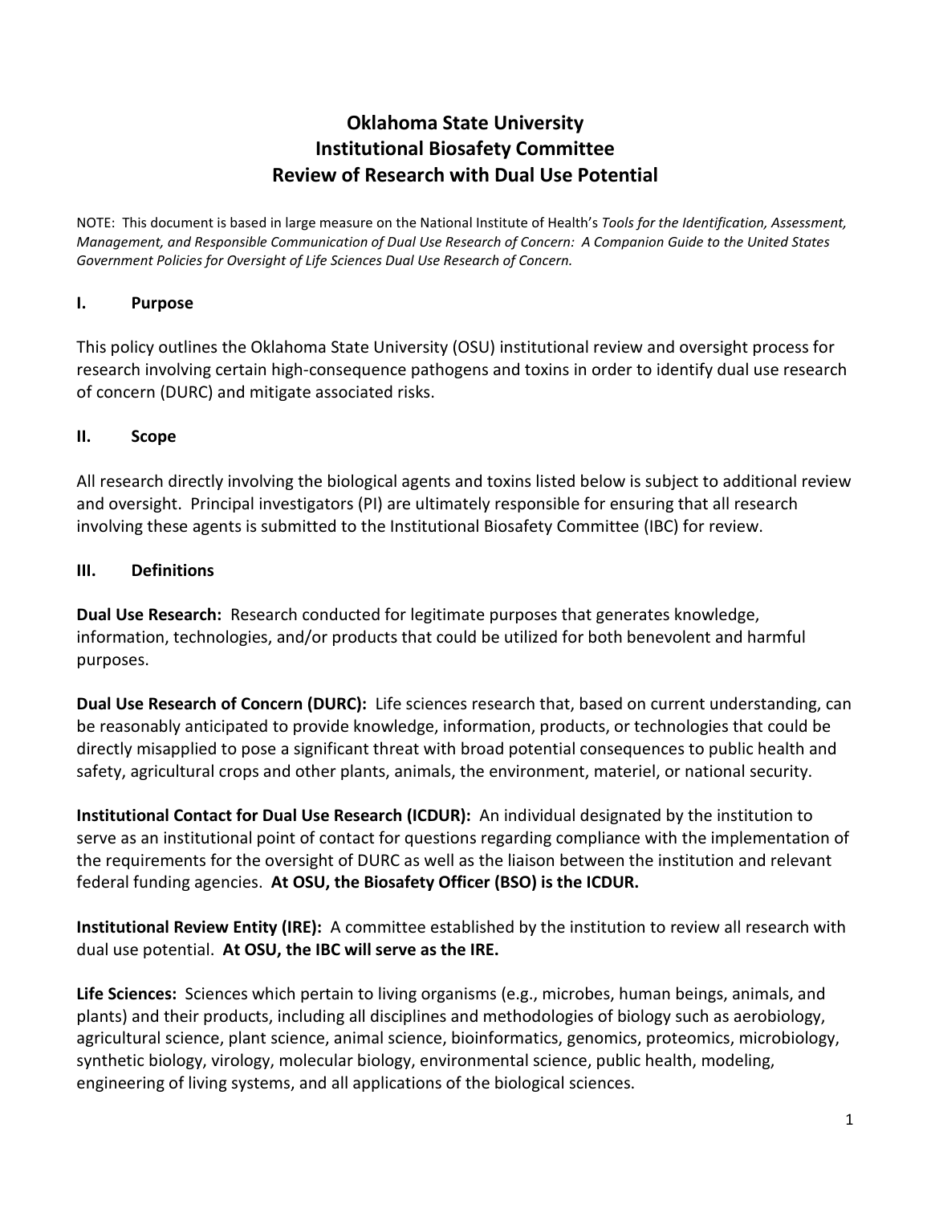# Oklahoma State University
# Institutional Biosafety Committee
# Review of Research with Dual Use Potential

NOTE: This document is based in large measure on the National Institute of Health's *Tools for the Identification, Assessment, Management, and Responsible Communication of Dual Use Research of Concern: A Companion Guide to the United States Government Policies for Oversight of Life Sciences Dual Use Research of Concern.*

## I. Purpose

This policy outlines the Oklahoma State University (OSU) institutional review and oversight process for research involving certain high-consequence pathogens and toxins in order to identify dual use research of concern (DURC) and mitigate associated risks.

## II. Scope

All research directly involving the biological agents and toxins listed below is subject to additional review and oversight. Principal investigators (PI) are ultimately responsible for ensuring that all research involving these agents is submitted to the Institutional Biosafety Committee (IBC) for review.

## III. Definitions

**Dual Use Research:** Research conducted for legitimate purposes that generates knowledge, information, technologies, and/or products that could be utilized for both benevolent and harmful purposes.

**Dual Use Research of Concern (DURC):** Life sciences research that, based on current understanding, can be reasonably anticipated to provide knowledge, information, products, or technologies that could be directly misapplied to pose a significant threat with broad potential consequences to public health and safety, agricultural crops and other plants, animals, the environment, materiel, or national security.

**Institutional Contact for Dual Use Research (ICDUR):** An individual designated by the institution to serve as an institutional point of contact for questions regarding compliance with the implementation of the requirements for the oversight of DURC as well as the liaison between the institution and relevant federal funding agencies. **At OSU, the Biosafety Officer (BSO) is the ICDUR.**

**Institutional Review Entity (IRE):** A committee established by the institution to review all research with dual use potential. **At OSU, the IBC will serve as the IRE.**

**Life Sciences:** Sciences which pertain to living organisms (e.g., microbes, human beings, animals, and plants) and their products, including all disciplines and methodologies of biology such as aerobiology, agricultural science, plant science, animal science, bioinformatics, genomics, proteomics, microbiology, synthetic biology, virology, molecular biology, environmental science, public health, modeling, engineering of living systems, and all applications of the biological sciences.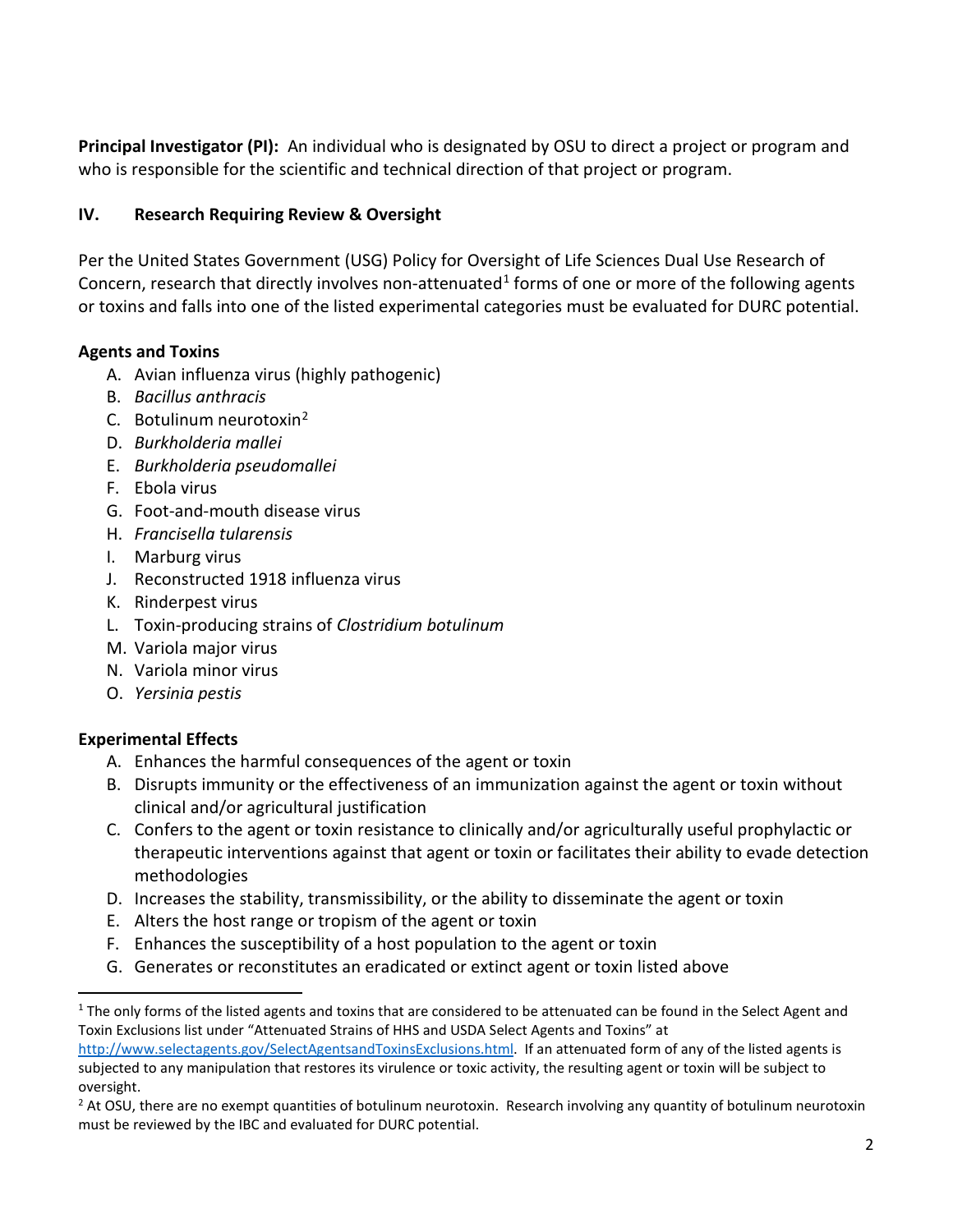**Principal Investigator (PI):** An individual who is designated by OSU to direct a project or program and who is responsible for the scientific and technical direction of that project or program.

## IV. Research Requiring Review & Oversight

Per the United States Government (USG) Policy for Oversight of Life Sciences Dual Use Research of Concern, research that directly involves non-attenuated[1] forms of one or more of the following agents or toxins and falls into one of the listed experimental categories must be evaluated for DURC potential.

### Agents and Toxins

A. Avian influenza virus (highly pathogenic)
B. *Bacillus anthracis*
C. Botulinum neurotoxin[2]
D. *Burkholderia mallei*
E. *Burkholderia pseudomallei*
F. Ebola virus
G. Foot-and-mouth disease virus
H. *Francisella tularensis*
I. Marburg virus
J. Reconstructed 1918 influenza virus
K. Rinderpest virus
L. Toxin-producing strains of *Clostridium botulinum*
M. Variola major virus
N. Variola minor virus
O. *Yersinia pestis*

### Experimental Effects

A. Enhances the harmful consequences of the agent or toxin
B. Disrupts immunity or the effectiveness of an immunization against the agent or toxin without clinical and/or agricultural justification
C. Confers to the agent or toxin resistance to clinically and/or agriculturally useful prophylactic or therapeutic interventions against that agent or toxin or facilitates their ability to evade detection methodologies
D. Increases the stability, transmissibility, or the ability to disseminate the agent or toxin
E. Alters the host range or tropism of the agent or toxin
F. Enhances the susceptibility of a host population to the agent or toxin
G. Generates or reconstitutes an eradicated or extinct agent or toxin listed above

---

[1] The only forms of the listed agents and toxins that are considered to be attenuated can be found in the Select Agent and Toxin Exclusions list under "Attenuated Strains of HHS and USDA Select Agents and Toxins" at http://www.selectagents.gov/SelectAgentsandToxinsExclusions.html. If an attenuated form of any of the listed agents is subjected to any manipulation that restores its virulence or toxic activity, the resulting agent or toxin will be subject to oversight.

[2] At OSU, there are no exempt quantities of botulinum neurotoxin. Research involving any quantity of botulinum neurotoxin must be reviewed by the IBC and evaluated for DURC potential.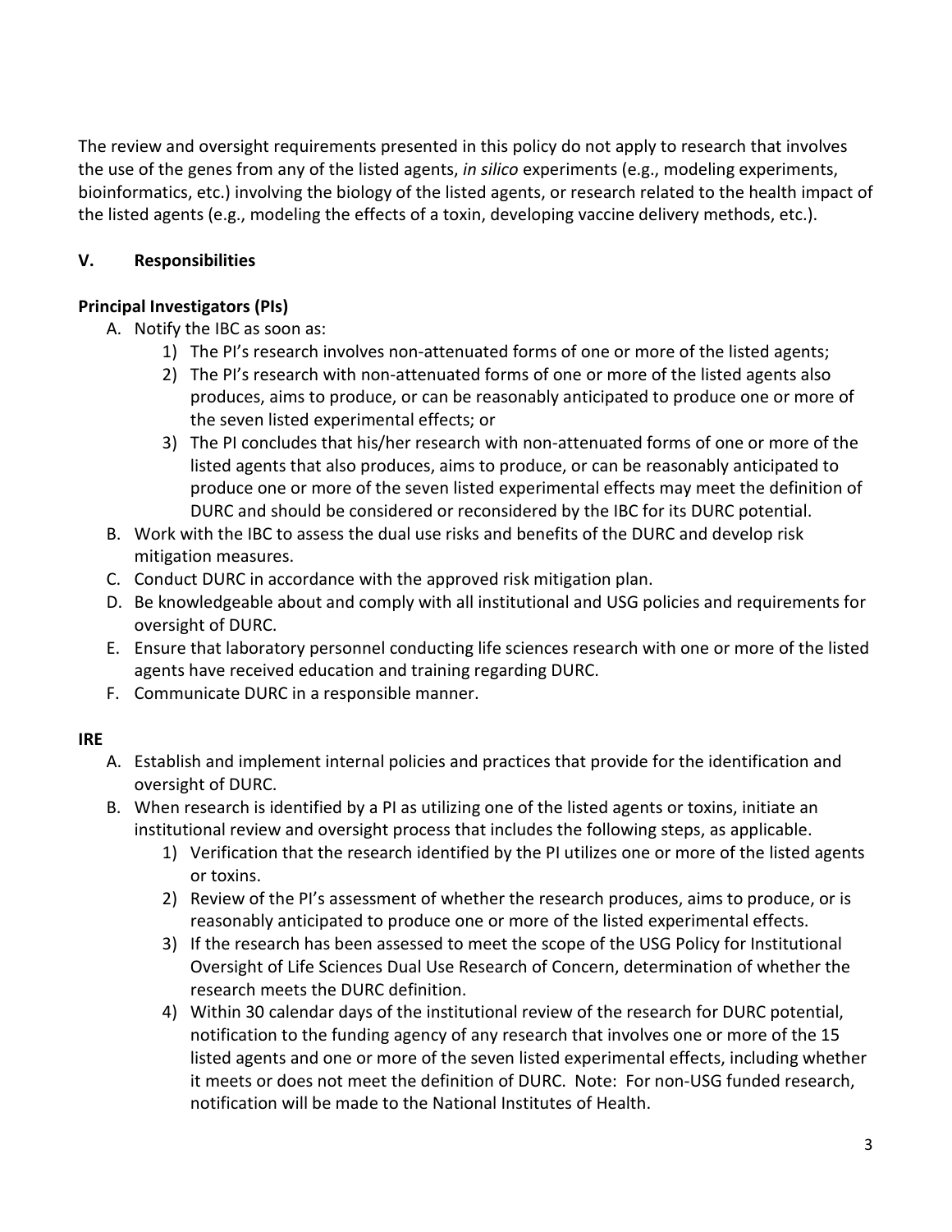The review and oversight requirements presented in this policy do not apply to research that involves the use of the genes from any of the listed agents, *in silico* experiments (e.g., modeling experiments, bioinformatics, etc.) involving the biology of the listed agents, or research related to the health impact of the listed agents (e.g., modeling the effects of a toxin, developing vaccine delivery methods, etc.).

## V. Responsibilities

### Principal Investigators (PIs)

A. Notify the IBC as soon as:
   1) The PI's research involves non-attenuated forms of one or more of the listed agents;
   2) The PI's research with non-attenuated forms of one or more of the listed agents also produces, aims to produce, or can be reasonably anticipated to produce one or more of the seven listed experimental effects; or
   3) The PI concludes that his/her research with non-attenuated forms of one or more of the listed agents that also produces, aims to produce, or can be reasonably anticipated to produce one or more of the seven listed experimental effects may meet the definition of DURC and should be considered or reconsidered by the IBC for its DURC potential.

B. Work with the IBC to assess the dual use risks and benefits of the DURC and develop risk mitigation measures.

C. Conduct DURC in accordance with the approved risk mitigation plan.

D. Be knowledgeable about and comply with all institutional and USG policies and requirements for oversight of DURC.

E. Ensure that laboratory personnel conducting life sciences research with one or more of the listed agents have received education and training regarding DURC.

F. Communicate DURC in a responsible manner.

### IRE

A. Establish and implement internal policies and practices that provide for the identification and oversight of DURC.

B. When research is identified by a PI as utilizing one of the listed agents or toxins, initiate an institutional review and oversight process that includes the following steps, as applicable.
   1) Verification that the research identified by the PI utilizes one or more of the listed agents or toxins.
   2) Review of the PI's assessment of whether the research produces, aims to produce, or is reasonably anticipated to produce one or more of the listed experimental effects.
   3) If the research has been assessed to meet the scope of the USG Policy for Institutional Oversight of Life Sciences Dual Use Research of Concern, determination of whether the research meets the DURC definition.
   4) Within 30 calendar days of the institutional review of the research for DURC potential, notification to the funding agency of any research that involves one or more of the 15 listed agents and one or more of the seven listed experimental effects, including whether it meets or does not meet the definition of DURC. Note: For non-USG funded research, notification will be made to the National Institutes of Health.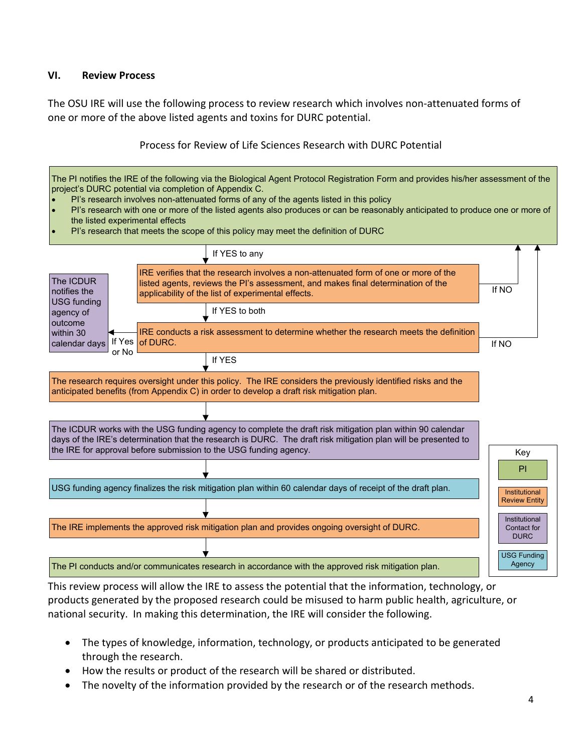## VI. Review Process

The OSU IRE will use the following process to review research which involves non-attenuated forms of one or more of the above listed agents and toxins for DURC potential.

Process for Review of Life Sciences Research with DURC Potential

The PI notifies the IRE of the following via the Biological Agent Protocol Registration Form and provides his/her assessment of the project's DURC potential via completion of Appendix C.

- PI's research involves non-attenuated forms of any of the agents listed in this policy
- PI's research with one or more of the listed agents also produces or can be reasonably anticipated to produce one or more of the listed experimental effects
- PI's research that meets the scope of this policy may meet the definition of DURC

If YES to any

IRE verifies that the research involves a non-attenuated form of one or more of the listed agents, reviews the PI's assessment, and makes final determination of the applicability of the list of experimental effects.

If NO

If YES to both

IRE conducts a risk assessment to determine whether the research meets the definition of DURC.

If NO

If Yes or No

The ICDUR notifies the USG funding agency of outcome within 30 calendar days

If YES

The research requires oversight under this policy. The IRE considers the previously identified risks and the anticipated benefits (from Appendix C) in order to develop a draft risk mitigation plan.

The ICDUR works with the USG funding agency to complete the draft risk mitigation plan within 90 calendar days of the IRE's determination that the research is DURC. The draft risk mitigation plan will be presented to the IRE for approval before submission to the USG funding agency.

USG funding agency finalizes the risk mitigation plan within 60 calendar days of receipt of the draft plan.

The IRE implements the approved risk mitigation plan and provides ongoing oversight of DURC.

The PI conducts and/or communicates research in accordance with the approved risk mitigation plan.

Key

- PI
- Institutional Review Entity
- Institutional Contact for DURC
- USG Funding Agency

This review process will allow the IRE to assess the potential that the information, technology, or products generated by the proposed research could be misused to harm public health, agriculture, or national security. In making this determination, the IRE will consider the following.

- The types of knowledge, information, technology, or products anticipated to be generated through the research.
- How the results or product of the research will be shared or distributed.
- The novelty of the information provided by the research or of the research methods.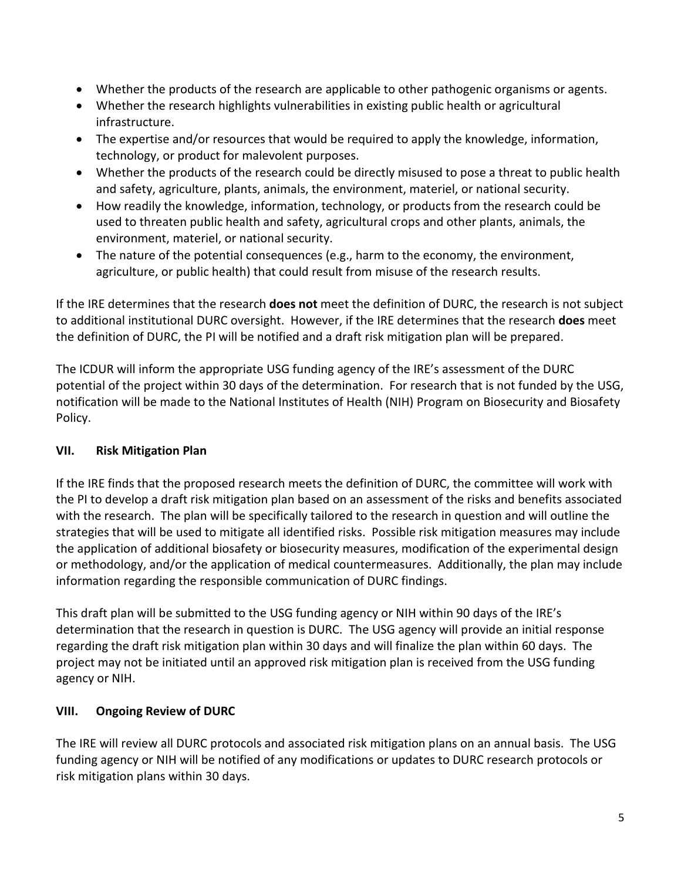- Whether the products of the research are applicable to other pathogenic organisms or agents.
- Whether the research highlights vulnerabilities in existing public health or agricultural infrastructure.
- The expertise and/or resources that would be required to apply the knowledge, information, technology, or product for malevolent purposes.
- Whether the products of the research could be directly misused to pose a threat to public health and safety, agriculture, plants, animals, the environment, materiel, or national security.
- How readily the knowledge, information, technology, or products from the research could be used to threaten public health and safety, agricultural crops and other plants, animals, the environment, materiel, or national security.
- The nature of the potential consequences (e.g., harm to the economy, the environment, agriculture, or public health) that could result from misuse of the research results.

If the IRE determines that the research **does not** meet the definition of DURC, the research is not subject to additional institutional DURC oversight. However, if the IRE determines that the research **does** meet the definition of DURC, the PI will be notified and a draft risk mitigation plan will be prepared.

The ICDUR will inform the appropriate USG funding agency of the IRE's assessment of the DURC potential of the project within 30 days of the determination. For research that is not funded by the USG, notification will be made to the National Institutes of Health (NIH) Program on Biosecurity and Biosafety Policy.

## VII. Risk Mitigation Plan

If the IRE finds that the proposed research meets the definition of DURC, the committee will work with the PI to develop a draft risk mitigation plan based on an assessment of the risks and benefits associated with the research. The plan will be specifically tailored to the research in question and will outline the strategies that will be used to mitigate all identified risks. Possible risk mitigation measures may include the application of additional biosafety or biosecurity measures, modification of the experimental design or methodology, and/or the application of medical countermeasures. Additionally, the plan may include information regarding the responsible communication of DURC findings.

This draft plan will be submitted to the USG funding agency or NIH within 90 days of the IRE's determination that the research in question is DURC. The USG agency will provide an initial response regarding the draft risk mitigation plan within 30 days and will finalize the plan within 60 days. The project may not be initiated until an approved risk mitigation plan is received from the USG funding agency or NIH.

## VIII. Ongoing Review of DURC

The IRE will review all DURC protocols and associated risk mitigation plans on an annual basis. The USG funding agency or NIH will be notified of any modifications or updates to DURC research protocols or risk mitigation plans within 30 days.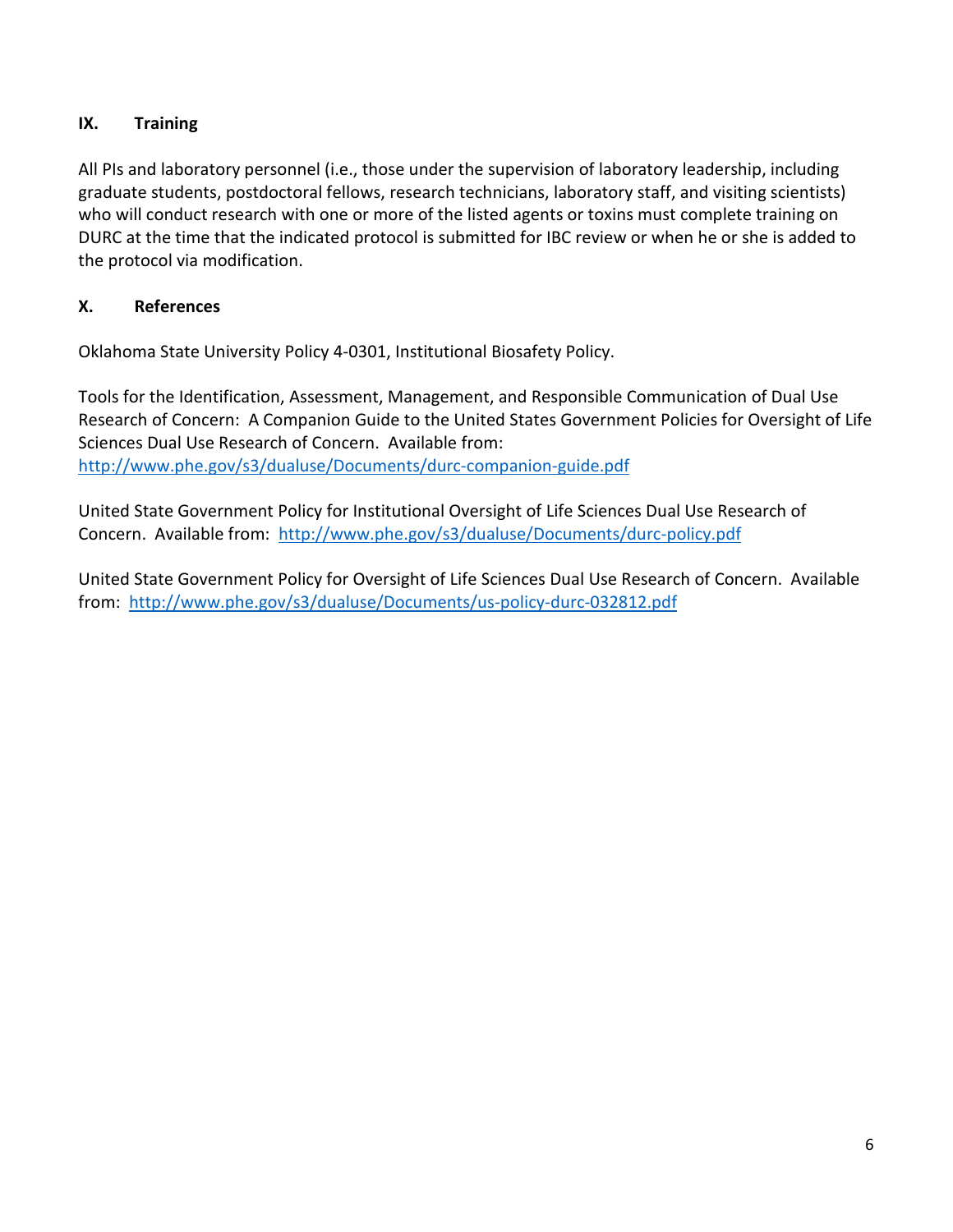## IX. Training

All PIs and laboratory personnel (i.e., those under the supervision of laboratory leadership, including graduate students, postdoctoral fellows, research technicians, laboratory staff, and visiting scientists) who will conduct research with one or more of the listed agents or toxins must complete training on DURC at the time that the indicated protocol is submitted for IBC review or when he or she is added to the protocol via modification.

## X. References

Oklahoma State University Policy 4-0301, Institutional Biosafety Policy.

Tools for the Identification, Assessment, Management, and Responsible Communication of Dual Use Research of Concern: A Companion Guide to the United States Government Policies for Oversight of Life Sciences Dual Use Research of Concern. Available from: [http://www.phe.gov/s3/dualuse/Documents/durc-companion-guide.pdf](http://www.phe.gov/s3/dualuse/Documents/durc-companion-guide.pdf)

United State Government Policy for Institutional Oversight of Life Sciences Dual Use Research of Concern. Available from: [http://www.phe.gov/s3/dualuse/Documents/durc-policy.pdf](http://www.phe.gov/s3/dualuse/Documents/durc-policy.pdf)

United State Government Policy for Oversight of Life Sciences Dual Use Research of Concern. Available from: [http://www.phe.gov/s3/dualuse/Documents/us-policy-durc-032812.pdf](http://www.phe.gov/s3/dualuse/Documents/us-policy-durc-032812.pdf)